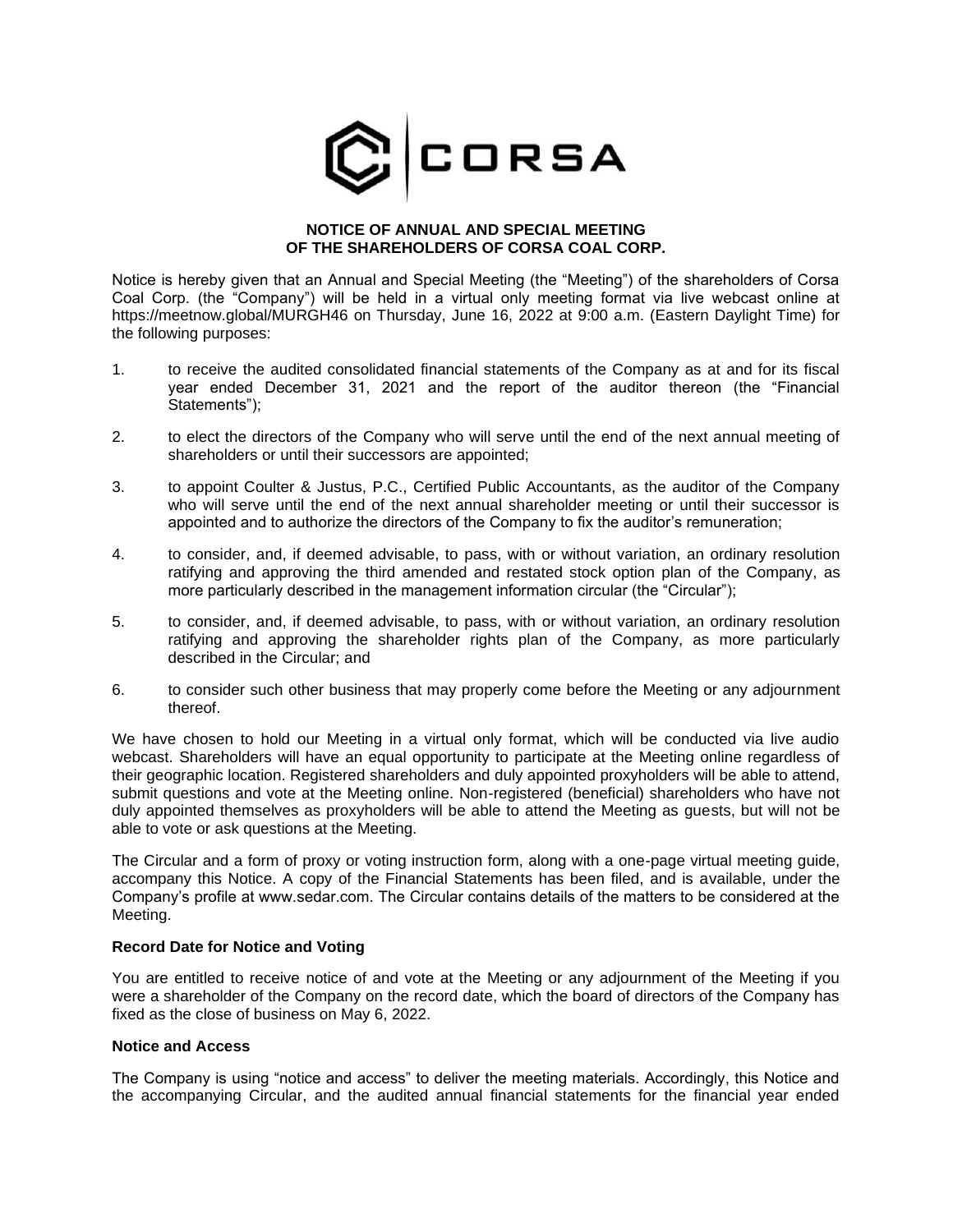CORSA

**NOTICE OF ANNUAL AND SPECIAL MEETING
OF THE SHAREHOLDERS OF CORSA COAL CORP.**

Notice is hereby given that an Annual and Special Meeting (the "Meeting") of the shareholders of Corsa Coal Corp. (the "Company") will be held in a virtual only meeting format via live webcast online at https://meetnow.global/MURGH46 on Thursday, June 16, 2022 at 9:00 a.m. (Eastern Daylight Time) for the following purposes:

1. to receive the audited consolidated financial statements of the Company as at and for its fiscal year ended December 31, 2021 and the report of the auditor thereon (the "Financial Statements");

2. to elect the directors of the Company who will serve until the end of the next annual meeting of shareholders or until their successors are appointed;

3. to appoint Coulter & Justus, P.C., Certified Public Accountants, as the auditor of the Company who will serve until the end of the next annual shareholder meeting or until their successor is appointed and to authorize the directors of the Company to fix the auditor's remuneration;

4. to consider, and, if deemed advisable, to pass, with or without variation, an ordinary resolution ratifying and approving the third amended and restated stock option plan of the Company, as more particularly described in the management information circular (the "Circular");

5. to consider, and, if deemed advisable, to pass, with or without variation, an ordinary resolution ratifying and approving the shareholder rights plan of the Company, as more particularly described in the Circular; and

6. to consider such other business that may properly come before the Meeting or any adjournment thereof.

We have chosen to hold our Meeting in a virtual only format, which will be conducted via live audio webcast. Shareholders will have an equal opportunity to participate at the Meeting online regardless of their geographic location. Registered shareholders and duly appointed proxyholders will be able to attend, submit questions and vote at the Meeting online. Non-registered (beneficial) shareholders who have not duly appointed themselves as proxyholders will be able to attend the Meeting as guests, but will not be able to vote or ask questions at the Meeting.

The Circular and a form of proxy or voting instruction form, along with a one-page virtual meeting guide, accompany this Notice. A copy of the Financial Statements has been filed, and is available, under the Company's profile at www.sedar.com. The Circular contains details of the matters to be considered at the Meeting.

**Record Date for Notice and Voting**

You are entitled to receive notice of and vote at the Meeting or any adjournment of the Meeting if you were a shareholder of the Company on the record date, which the board of directors of the Company has fixed as the close of business on May 6, 2022.

**Notice and Access**

The Company is using "notice and access" to deliver the meeting materials. Accordingly, this Notice and the accompanying Circular, and the audited annual financial statements for the financial year ended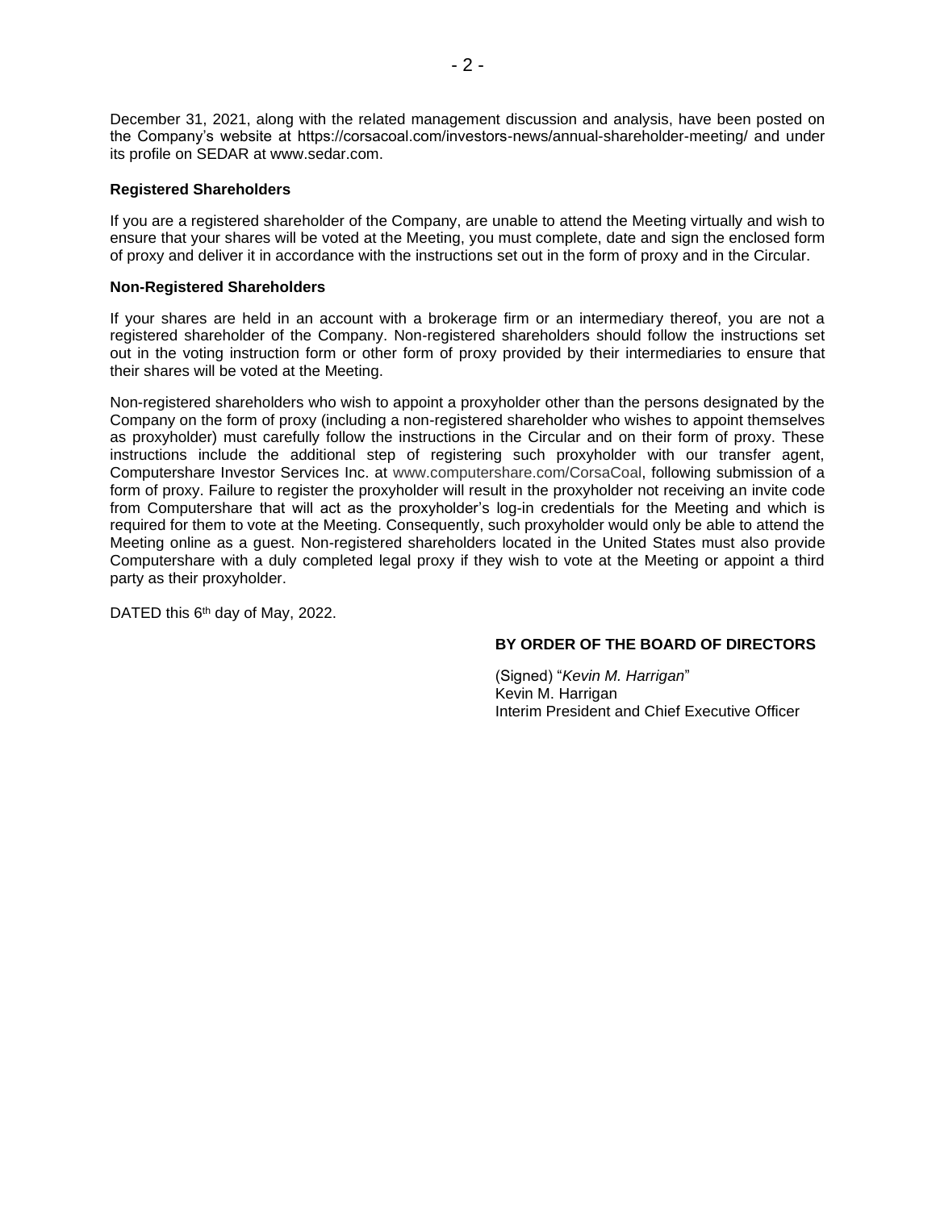December 31, 2021, along with the related management discussion and analysis, have been posted on the Company's website at https://corsacoal.com/investors-news/annual-shareholder-meeting/ and under its profile on SEDAR at www.sedar.com.

**Registered Shareholders**

If you are a registered shareholder of the Company, are unable to attend the Meeting virtually and wish to ensure that your shares will be voted at the Meeting, you must complete, date and sign the enclosed form of proxy and deliver it in accordance with the instructions set out in the form of proxy and in the Circular.

**Non-Registered Shareholders**

If your shares are held in an account with a brokerage firm or an intermediary thereof, you are not a registered shareholder of the Company. Non-registered shareholders should follow the instructions set out in the voting instruction form or other form of proxy provided by their intermediaries to ensure that their shares will be voted at the Meeting.

Non-registered shareholders who wish to appoint a proxyholder other than the persons designated by the Company on the form of proxy (including a non-registered shareholder who wishes to appoint themselves as proxyholder) must carefully follow the instructions in the Circular and on their form of proxy. These instructions include the additional step of registering such proxyholder with our transfer agent, Computershare Investor Services Inc. at www.computershare.com/CorsaCoal, following submission of a form of proxy. Failure to register the proxyholder will result in the proxyholder not receiving an invite code from Computershare that will act as the proxyholder's log-in credentials for the Meeting and which is required for them to vote at the Meeting. Consequently, such proxyholder would only be able to attend the Meeting online as a guest. Non-registered shareholders located in the United States must also provide Computershare with a duly completed legal proxy if they wish to vote at the Meeting or appoint a third party as their proxyholder.

DATED this 6th day of May, 2022.

**BY ORDER OF THE BOARD OF DIRECTORS**

(Signed) "*Kevin M. Harrigan*"
Kevin M. Harrigan
Interim President and Chief Executive Officer